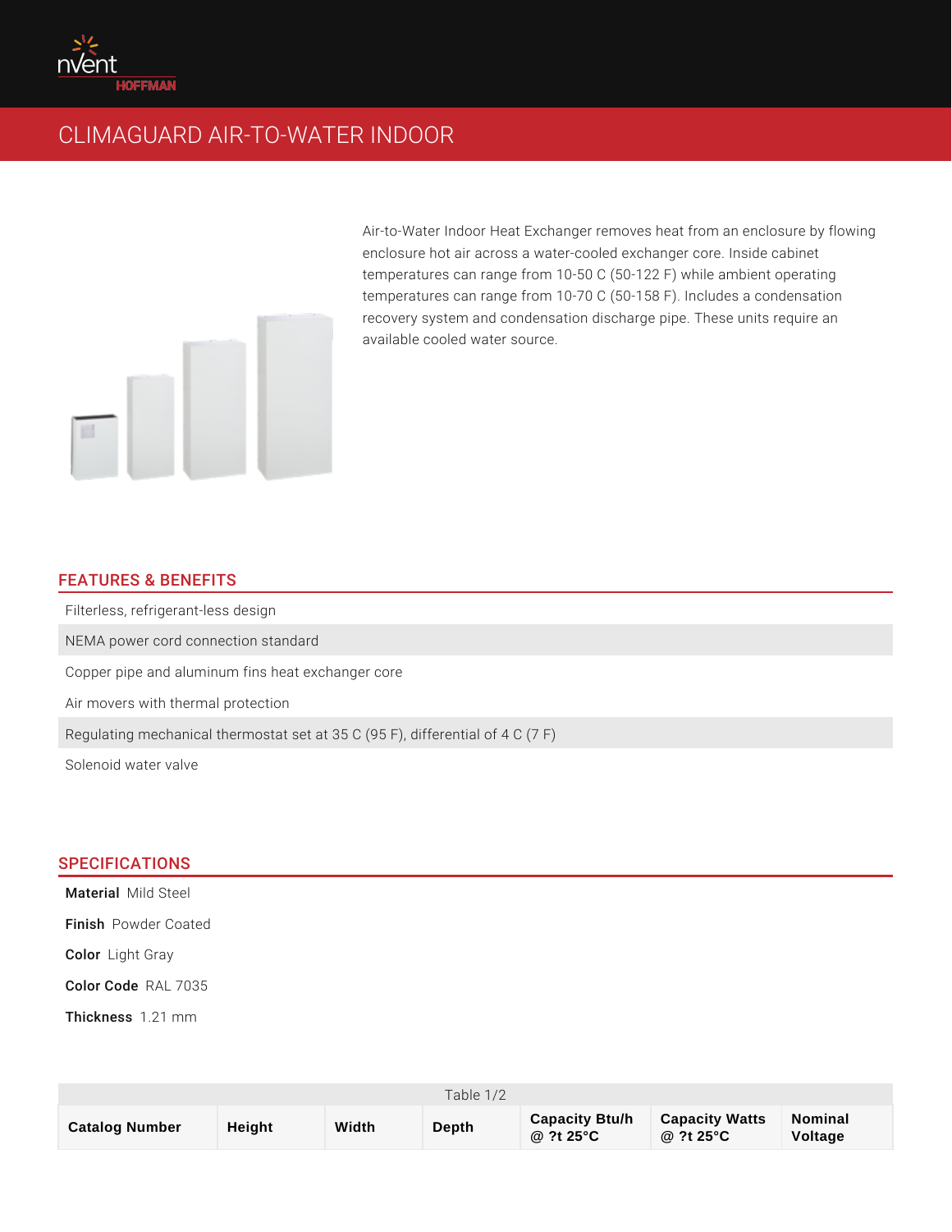# CLIMAGUARD AIR-TO-WATER INDOOR

Air-to-Water Indoor Heat Exchanger removes heat from an enclosure by flowing enclosure hot air across a water-cooled exchanger core. Inside cabinet temperatures can range from 10-50 C (50-122 F) while ambient operating temperatures can range from 10-70 C (50-158 F). Includes a condensation recovery system and condensation discharge pipe. These units require an available cooled water source.

## FEATURES & BENEFITS

- Filterless, refrigerant-less design
- NEMA power cord connection standard
- Copper pipe and aluminum fins heat exchanger core
- Air movers with thermal protection
- Regulating mechanical thermostat set at 35 C (95 F), differential of 4 C (7 F)
- Solenoid water valve

## SPECIFICATIONS

**Material** Mild Steel

**Finish** Powder Coated

**Color** Light Gray

**Color Code** RAL 7035

**Thickness** 1.21 mm

Table 1/2

| Catalog Number | Height | Width | Depth | Capacity Btu/h @ ?t 25°C | Capacity Watts @ ?t 25°C | Nominal Voltage |
|---|---|---|---|---|---|---|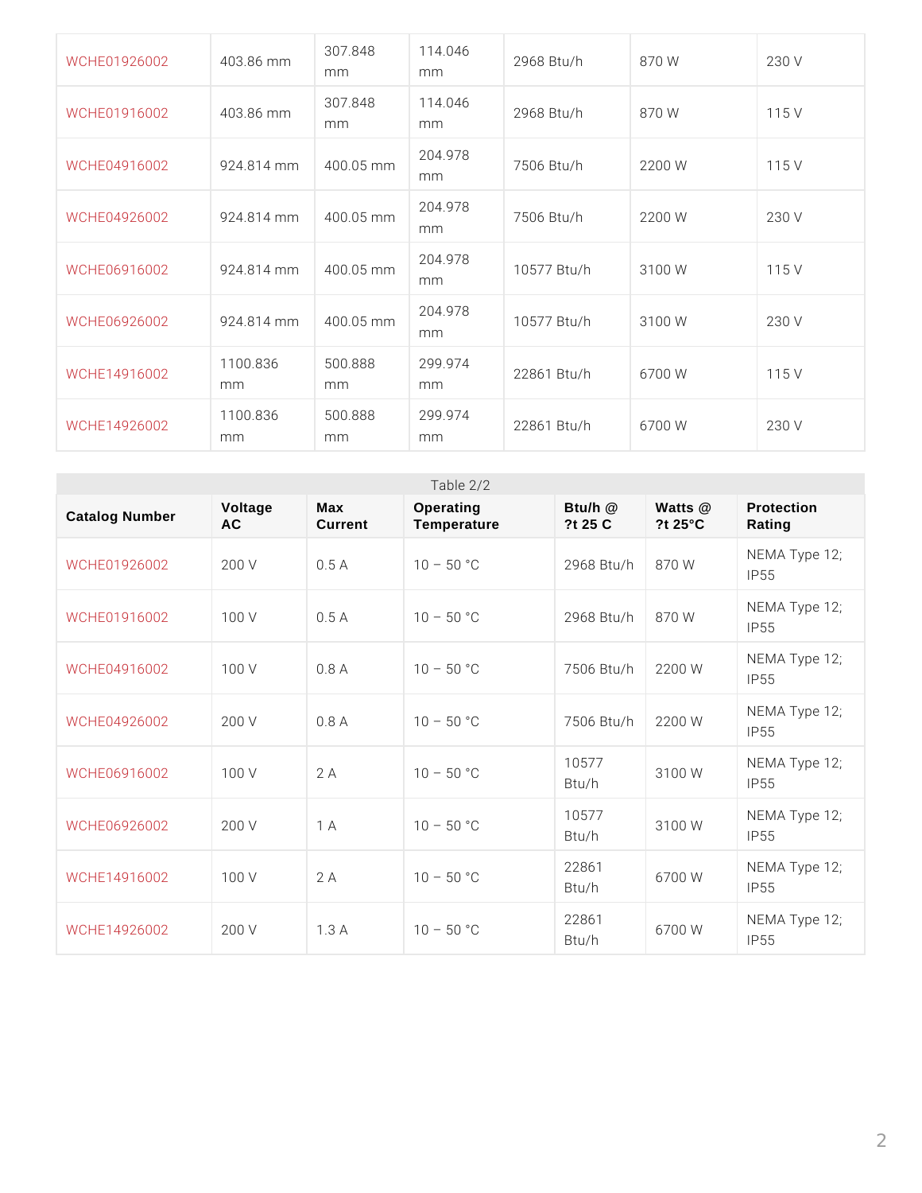| | | | | | | |
|---|---|---|---|---|---|---|
| WCHE01926002 | 403.86 mm | 307.848 mm | 114.046 mm | 2968 Btu/h | 870 W | 230 V |
| WCHE01916002 | 403.86 mm | 307.848 mm | 114.046 mm | 2968 Btu/h | 870 W | 115 V |
| WCHE04916002 | 924.814 mm | 400.05 mm | 204.978 mm | 7506 Btu/h | 2200 W | 115 V |
| WCHE04926002 | 924.814 mm | 400.05 mm | 204.978 mm | 7506 Btu/h | 2200 W | 230 V |
| WCHE06916002 | 924.814 mm | 400.05 mm | 204.978 mm | 10577 Btu/h | 3100 W | 115 V |
| WCHE06926002 | 924.814 mm | 400.05 mm | 204.978 mm | 10577 Btu/h | 3100 W | 230 V |
| WCHE14916002 | 1100.836 mm | 500.888 mm | 299.974 mm | 22861 Btu/h | 6700 W | 115 V |
| WCHE14926002 | 1100.836 mm | 500.888 mm | 299.974 mm | 22861 Btu/h | 6700 W | 230 V |

Table 2/2

| Catalog Number | Voltage AC | Max Current | Operating Temperature | Btu/h @ ?t 25 C | Watts @ ?t 25°C | Protection Rating |
|---|---|---|---|---|---|---|
| WCHE01926002 | 200 V | 0.5 A | 10 – 50 °C | 2968 Btu/h | 870 W | NEMA Type 12; IP55 |
| WCHE01916002 | 100 V | 0.5 A | 10 – 50 °C | 2968 Btu/h | 870 W | NEMA Type 12; IP55 |
| WCHE04916002 | 100 V | 0.8 A | 10 – 50 °C | 7506 Btu/h | 2200 W | NEMA Type 12; IP55 |
| WCHE04926002 | 200 V | 0.8 A | 10 – 50 °C | 7506 Btu/h | 2200 W | NEMA Type 12; IP55 |
| WCHE06916002 | 100 V | 2 A | 10 – 50 °C | 10577 Btu/h | 3100 W | NEMA Type 12; IP55 |
| WCHE06926002 | 200 V | 1 A | 10 – 50 °C | 10577 Btu/h | 3100 W | NEMA Type 12; IP55 |
| WCHE14916002 | 100 V | 2 A | 10 – 50 °C | 22861 Btu/h | 6700 W | NEMA Type 12; IP55 |
| WCHE14926002 | 200 V | 1.3 A | 10 – 50 °C | 22861 Btu/h | 6700 W | NEMA Type 12; IP55 |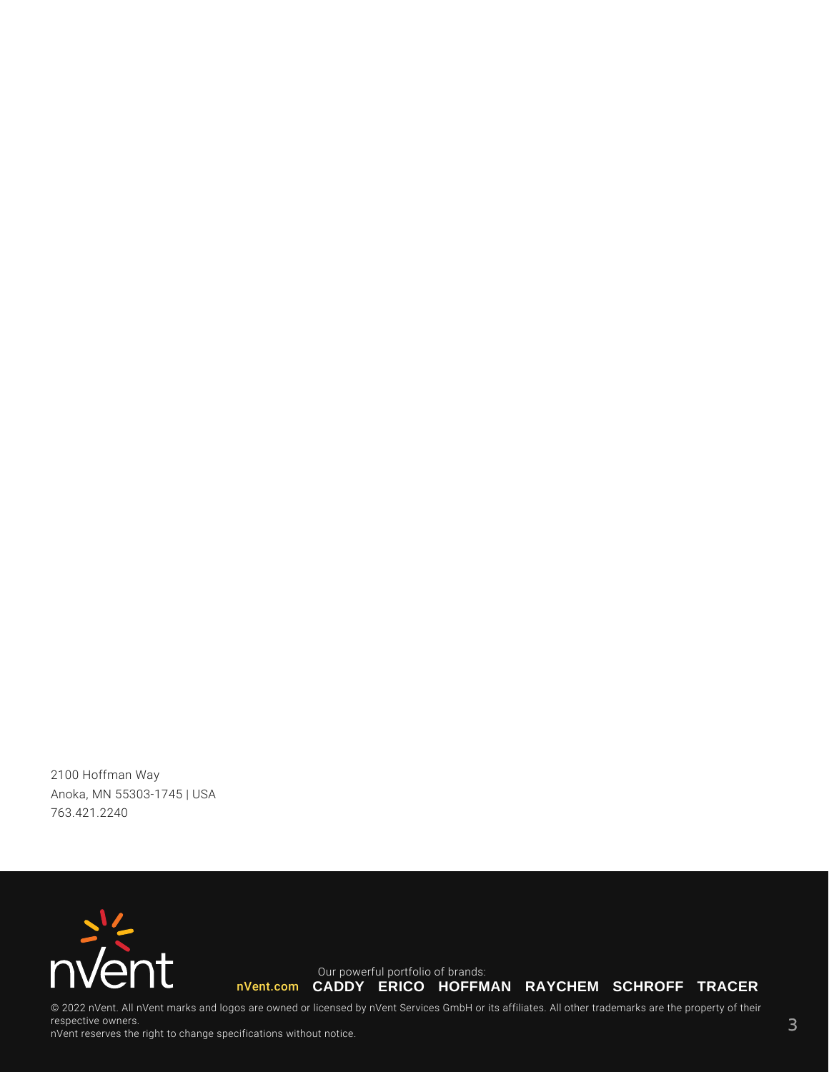2100 Hoffman Way
Anoka, MN 55303-1745 | USA
763.421.2240

Our powerful portfolio of brands:

**nVent.com** **CADDY** **ERICO** **HOFFMAN** **RAYCHEM** **SCHROFF** **TRACER**

© 2022 nVent. All nVent marks and logos are owned or licensed by nVent Services GmbH or its affiliates. All other trademarks are the property of their respective owners.
nVent reserves the right to change specifications without notice.